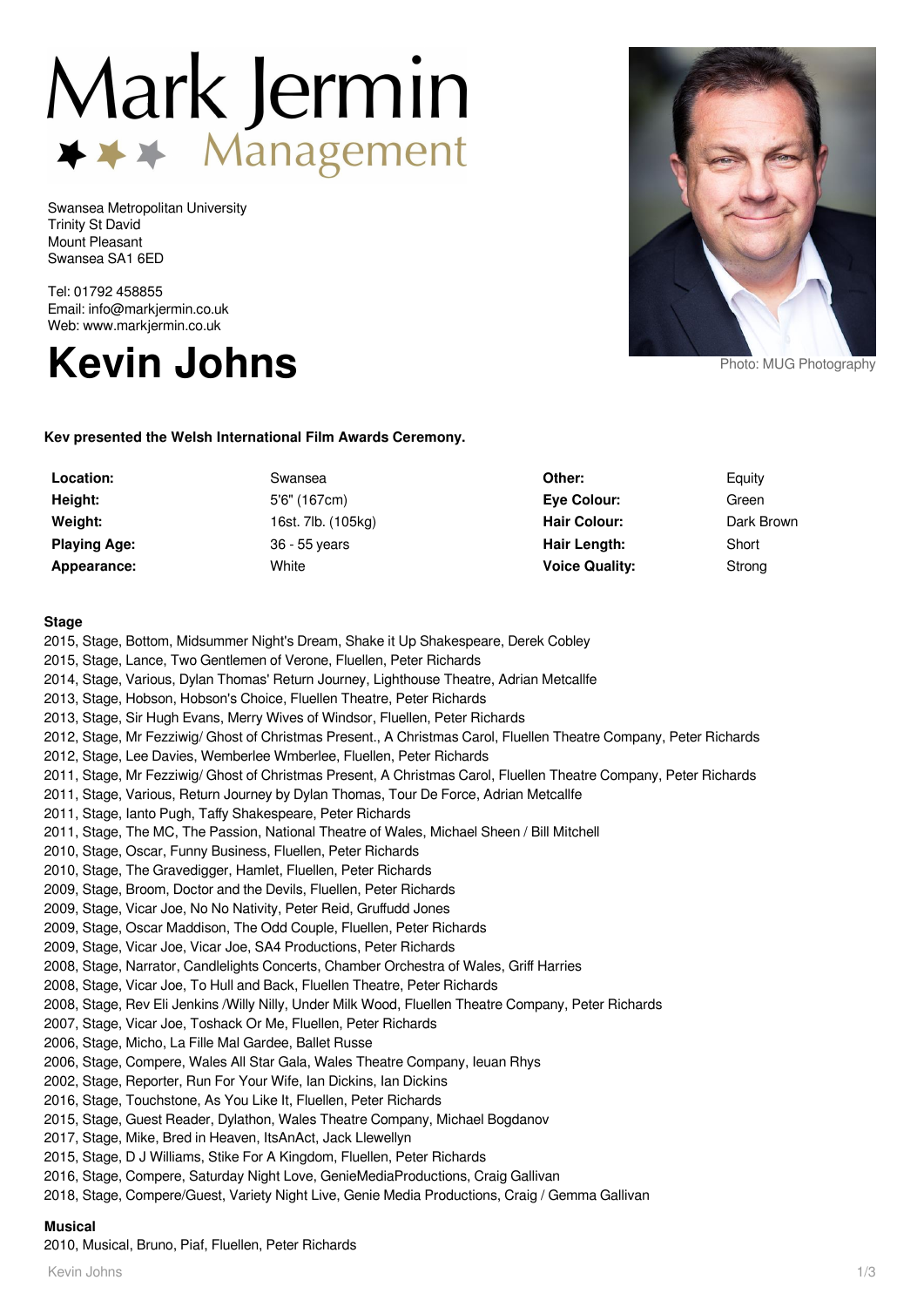# Mark Jermin Management

Swansea Metropolitan University
Trinity St David
Mount Pleasant
Swansea SA1 6ED

Tel: 01792 458855
Email: info@markjermin.co.uk
Web: www.markjermin.co.uk

# Kevin Johns

Photo: MUG Photography

**Kev presented the Welsh International Film Awards Ceremony.**

| | | | |
|---|---|---|---|
| **Location:** | Swansea | **Other:** | Equity |
| **Height:** | 5'6" (167cm) | **Eye Colour:** | Green |
| **Weight:** | 16st. 7lb. (105kg) | **Hair Colour:** | Dark Brown |
| **Playing Age:** | 36 - 55 years | **Hair Length:** | Short |
| **Appearance:** | White | **Voice Quality:** | Strong |

**Stage**

2015, Stage, Bottom, Midsummer Night's Dream, Shake it Up Shakespeare, Derek Cobley
2015, Stage, Lance, Two Gentlemen of Verone, Fluellen, Peter Richards
2014, Stage, Various, Dylan Thomas' Return Journey, Lighthouse Theatre, Adrian Metcallfe
2013, Stage, Hobson, Hobson's Choice, Fluellen Theatre, Peter Richards
2013, Stage, Sir Hugh Evans, Merry Wives of Windsor, Fluellen, Peter Richards
2012, Stage, Mr Fezziwig/ Ghost of Christmas Present., A Christmas Carol, Fluellen Theatre Company, Peter Richards
2012, Stage, Lee Davies, Wemberlee Wmberlee, Fluellen, Peter Richards
2011, Stage, Mr Fezziwig/ Ghost of Christmas Present, A Christmas Carol, Fluellen Theatre Company, Peter Richards
2011, Stage, Various, Return Journey by Dylan Thomas, Tour De Force, Adrian Metcallfe
2011, Stage, Ianto Pugh, Taffy Shakespeare, Peter Richards
2011, Stage, The MC, The Passion, National Theatre of Wales, Michael Sheen / Bill Mitchell
2010, Stage, Oscar, Funny Business, Fluellen, Peter Richards
2010, Stage, The Gravedigger, Hamlet, Fluellen, Peter Richards
2009, Stage, Broom, Doctor and the Devils, Fluellen, Peter Richards
2009, Stage, Vicar Joe, No No Nativity, Peter Reid, Gruffudd Jones
2009, Stage, Oscar Maddison, The Odd Couple, Fluellen, Peter Richards
2009, Stage, Vicar Joe, Vicar Joe, SA4 Productions, Peter Richards
2008, Stage, Narrator, Candlelights Concerts, Chamber Orchestra of Wales, Griff Harries
2008, Stage, Vicar Joe, To Hull and Back, Fluellen Theatre, Peter Richards
2008, Stage, Rev Eli Jenkins /Willy Nilly, Under Milk Wood, Fluellen Theatre Company, Peter Richards
2007, Stage, Vicar Joe, Toshack Or Me, Fluellen, Peter Richards
2006, Stage, Micho, La Fille Mal Gardee, Ballet Russe
2006, Stage, Compere, Wales All Star Gala, Wales Theatre Company, Ieuan Rhys
2002, Stage, Reporter, Run For Your Wife, Ian Dickins, Ian Dickins
2016, Stage, Touchstone, As You Like It, Fluellen, Peter Richards
2015, Stage, Guest Reader, Dylathon, Wales Theatre Company, Michael Bogdanov
2017, Stage, Mike, Bred in Heaven, ItsAnAct, Jack Llewellyn
2015, Stage, D J Williams, Stike For A Kingdom, Fluellen, Peter Richards
2016, Stage, Compere, Saturday Night Love, GenieMediaProductions, Craig Gallivan
2018, Stage, Compere/Guest, Variety Night Live, Genie Media Productions, Craig / Gemma Gallivan

**Musical**

2010, Musical, Bruno, Piaf, Fluellen, Peter Richards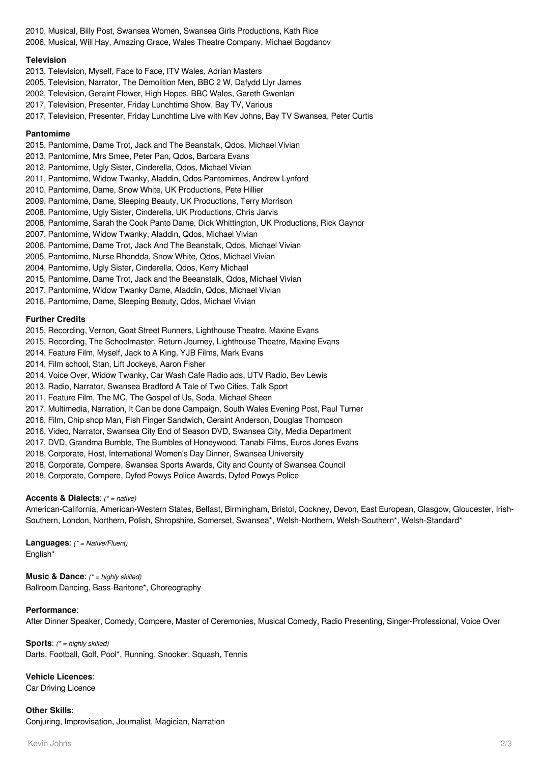2010, Musical, Billy Post, Swansea Women, Swansea Girls Productions, Kath Rice
2006, Musical, Will Hay, Amazing Grace, Wales Theatre Company, Michael Bogdanov

**Television**

2013, Television, Myself, Face to Face, ITV Wales, Adrian Masters
2005, Television, Narrator, The Demolition Men, BBC 2 W, Dafydd Llyr James
2002, Television, Geraint Flower, High Hopes, BBC Wales, Gareth Gwenlan
2017, Television, Presenter, Friday Lunchtime Show, Bay TV, Various
2017, Television, Presenter, Friday Lunchtime Live with Kev Johns, Bay TV Swansea, Peter Curtis

**Pantomime**

2015, Pantomime, Dame Trot, Jack and The Beanstalk, Qdos, Michael Vivian
2013, Pantomime, Mrs Smee, Peter Pan, Qdos, Barbara Evans
2012, Pantomime, Ugly Sister, Cinderella, Qdos, Michael Vivian
2011, Pantomime, Widow Twanky, Aladdin, Qdos Pantomimes, Andrew Lynford
2010, Pantomime, Dame, Snow White, UK Productions, Pete Hillier
2009, Pantomime, Dame, Sleeping Beauty, UK Productions, Terry Morrison
2008, Pantomime, Ugly Sister, Cinderella, UK Productions, Chris Jarvis
2008, Pantomime, Sarah the Cook Panto Dame, Dick Whittington, UK Productions, Rick Gaynor
2007, Pantomime, Widow Twanky, Aladdin, Qdos, Michael Vivian
2006, Pantomime, Dame Trot, Jack And The Beanstalk, Qdos, Michael Vivian
2005, Pantomime, Nurse Rhondda, Snow White, Qdos, Michael Vivian
2004, Pantomime, Ugly Sister, Cinderella, Qdos, Kerry Michael
2015, Pantomime, Dame Trot, Jack and the Beeanstalk, Qdos, Michael Vivian
2017, Pantomime, Widow Twanky Dame, Aladdin, Qdos, Michael Vivian
2016, Pantomime, Dame, Sleeping Beauty, Qdos, Michael Vivian

**Further Credits**

2015, Recording, Vernon, Goat Street Runners, Lighthouse Theatre, Maxine Evans
2015, Recording, The Schoolmaster, Return Journey, Lighthouse Theatre, Maxine Evans
2014, Feature Film, Myself, Jack to A King, YJB Films, Mark Evans
2014, Film school, Stan, Lift Jockeys, Aaron Fisher
2014, Voice Over, Widow Twanky, Car Wash Cafe Radio ads, UTV Radio, Bev Lewis
2013, Radio, Narrator, Swansea Bradford A Tale of Two Cities, Talk Sport
2011, Feature Film, The MC, The Gospel of Us, Soda, Michael Sheen
2017, Multimedia, Narration, It Can be done Campaign, South Wales Evening Post, Paul Turner
2016, Film, Chip shop Man, Fish Finger Sandwich, Geraint Anderson, Douglas Thompson
2016, Video, Narrator, Swansea City End of Season DVD, Swansea City, Media Department
2017, DVD, Grandma Bumble, The Bumbles of Honeywood, Tanabi Films, Euros Jones Evans
2018, Corporate, Host, International Women's Day Dinner, Swansea University
2018, Corporate, Compere, Swansea Sports Awards, City and County of Swansea Council
2018, Corporate, Compere, Dyfed Powys Police Awards, Dyfed Powys Police

**Accents & Dialects**: *(* = native)*
American-California, American-Western States, Belfast, Birmingham, Bristol, Cockney, Devon, East European, Glasgow, Gloucester, Irish-Southern, London, Northern, Polish, Shropshire, Somerset, Swansea*, Welsh-Northern, Welsh-Southern*, Welsh-Standard*

**Languages**: *(* = Native/Fluent)*
English*

**Music & Dance**: *(* = highly skilled)*
Ballroom Dancing, Bass-Baritone*, Choreography

**Performance**:
After Dinner Speaker, Comedy, Compere, Master of Ceremonies, Musical Comedy, Radio Presenting, Singer-Professional, Voice Over

**Sports**: *(* = highly skilled)*
Darts, Football, Golf, Pool*, Running, Snooker, Squash, Tennis

**Vehicle Licences**:
Car Driving Licence

**Other Skills**:
Conjuring, Improvisation, Journalist, Magician, Narration